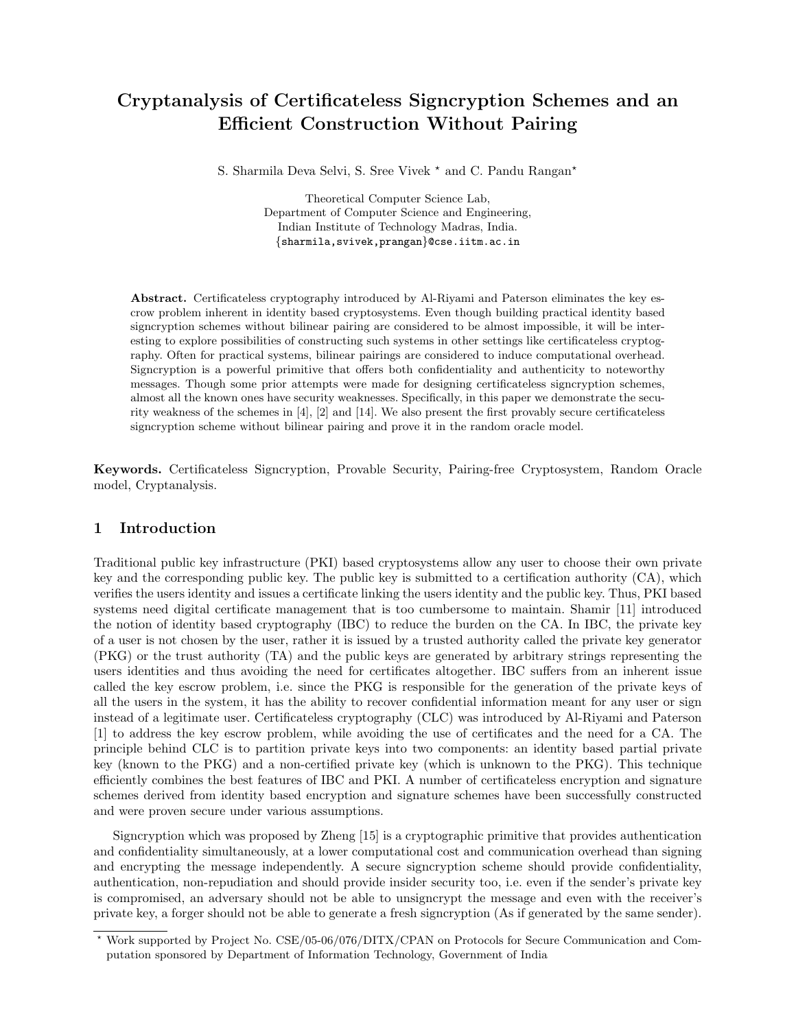# Cryptanalysis of Certificateless Signcryption Schemes and an Efficient Construction Without Pairing

S. Sharmila Deva Selvi, S. Sree Vivek * and C. Pandu Rangan*

Theoretical Computer Science Lab,
Department of Computer Science and Engineering,
Indian Institute of Technology Madras, India.
{sharmila,svivek,prangan}@cse.iitm.ac.in

**Abstract.** Certificateless cryptography introduced by Al-Riyami and Paterson eliminates the key escrow problem inherent in identity based cryptosystems. Even though building practical identity based signcryption schemes without bilinear pairing are considered to be almost impossible, it will be interesting to explore possibilities of constructing such systems in other settings like certificateless cryptography. Often for practical systems, bilinear pairings are considered to induce computational overhead. Signcryption is a powerful primitive that offers both confidentiality and authenticity to noteworthy messages. Though some prior attempts were made for designing certificateless signcryption schemes, almost all the known ones have security weaknesses. Specifically, in this paper we demonstrate the security weakness of the schemes in [4], [2] and [14]. We also present the first provably secure certificateless signcryption scheme without bilinear pairing and prove it in the random oracle model.

**Keywords.** Certificateless Signcryption, Provable Security, Pairing-free Cryptosystem, Random Oracle model, Cryptanalysis.

## 1 Introduction

Traditional public key infrastructure (PKI) based cryptosystems allow any user to choose their own private key and the corresponding public key. The public key is submitted to a certification authority (CA), which verifies the users identity and issues a certificate linking the users identity and the public key. Thus, PKI based systems need digital certificate management that is too cumbersome to maintain. Shamir [11] introduced the notion of identity based cryptography (IBC) to reduce the burden on the CA. In IBC, the private key of a user is not chosen by the user, rather it is issued by a trusted authority called the private key generator (PKG) or the trust authority (TA) and the public keys are generated by arbitrary strings representing the users identities and thus avoiding the need for certificates altogether. IBC suffers from an inherent issue called the key escrow problem, i.e. since the PKG is responsible for the generation of the private keys of all the users in the system, it has the ability to recover confidential information meant for any user or sign instead of a legitimate user. Certificateless cryptography (CLC) was introduced by Al-Riyami and Paterson [1] to address the key escrow problem, while avoiding the use of certificates and the need for a CA. The principle behind CLC is to partition private keys into two components: an identity based partial private key (known to the PKG) and a non-certified private key (which is unknown to the PKG). This technique efficiently combines the best features of IBC and PKI. A number of certificateless encryption and signature schemes derived from identity based encryption and signature schemes have been successfully constructed and were proven secure under various assumptions.

Signcryption which was proposed by Zheng [15] is a cryptographic primitive that provides authentication and confidentiality simultaneously, at a lower computational cost and communication overhead than signing and encrypting the message independently. A secure signcryption scheme should provide confidentiality, authentication, non-repudiation and should provide insider security too, i.e. even if the sender's private key is compromised, an adversary should not be able to unsigncrypt the message and even with the receiver's private key, a forger should not be able to generate a fresh signcryption (As if generated by the same sender).

* Work supported by Project No. CSE/05-06/076/DITX/CPAN on Protocols for Secure Communication and Computation sponsored by Department of Information Technology, Government of India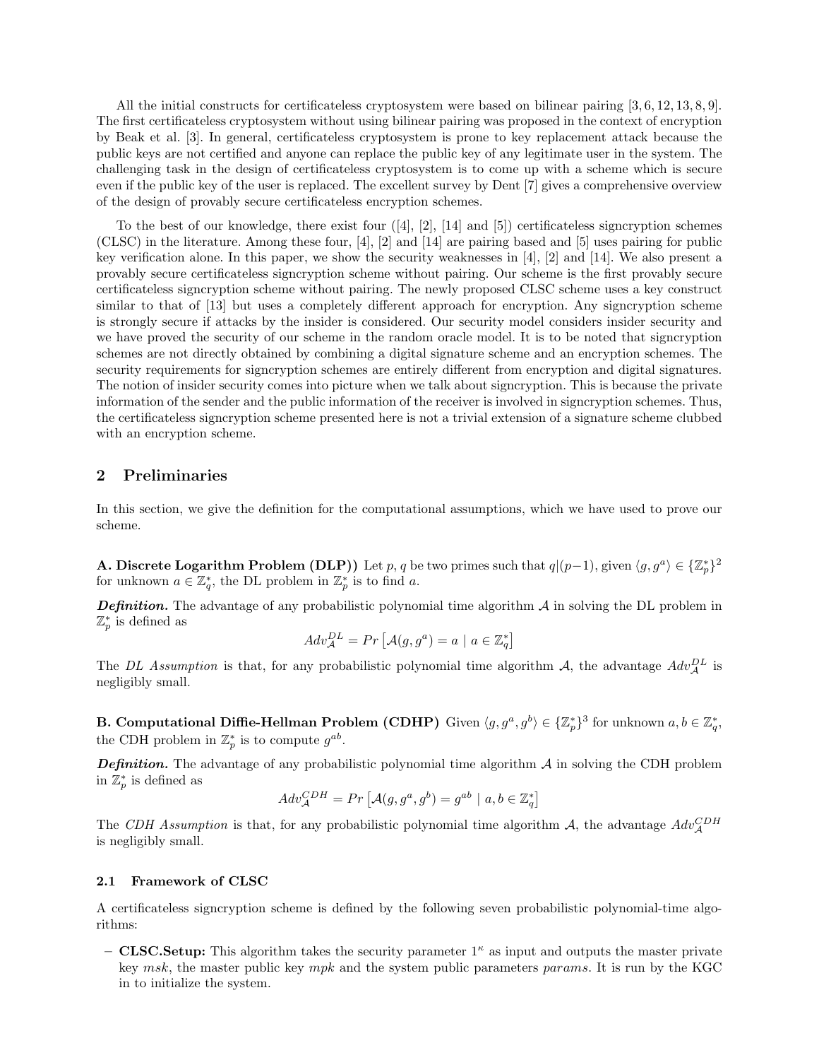All the initial constructs for certificateless cryptosystem were based on bilinear pairing [3, 6, 12, 13, 8, 9]. The first certificateless cryptosystem without using bilinear pairing was proposed in the context of encryption by Beak et al. [3]. In general, certificateless cryptosystem is prone to key replacement attack because the public keys are not certified and anyone can replace the public key of any legitimate user in the system. The challenging task in the design of certificateless cryptosystem is to come up with a scheme which is secure even if the public key of the user is replaced. The excellent survey by Dent [7] gives a comprehensive overview of the design of provably secure certificateless encryption schemes.

To the best of our knowledge, there exist four ([4], [2], [14] and [5]) certificateless signcryption schemes (CLSC) in the literature. Among these four, [4], [2] and [14] are pairing based and [5] uses pairing for public key verification alone. In this paper, we show the security weaknesses in [4], [2] and [14]. We also present a provably secure certificateless signcryption scheme without pairing. Our scheme is the first provably secure certificateless signcryption scheme without pairing. The newly proposed CLSC scheme uses a key construct similar to that of [13] but uses a completely different approach for encryption. Any signcryption scheme is strongly secure if attacks by the insider is considered. Our security model considers insider security and we have proved the security of our scheme in the random oracle model. It is to be noted that signcryption schemes are not directly obtained by combining a digital signature scheme and an encryption schemes. The security requirements for signcryption schemes are entirely different from encryption and digital signatures. The notion of insider security comes into picture when we talk about signcryption. This is because the private information of the sender and the public information of the receiver is involved in signcryption schemes. Thus, the certificateless signcryption scheme presented here is not a trivial extension of a signature scheme clubbed with an encryption scheme.

## 2 Preliminaries

In this section, we give the definition for the computational assumptions, which we have used to prove our scheme.

**A. Discrete Logarithm Problem (DLP))** Let $p, q$ be two primes such that $q|(p-1)$, given $\langle g, g^a \rangle \in \{\mathbb{Z}_p^*\}^2$ for unknown $a \in \mathbb{Z}_q^*$, the DL problem in $\mathbb{Z}_p^*$ is to find $a$.

***Definition.*** The advantage of any probabilistic polynomial time algorithm $\mathcal{A}$ in solving the DL problem in $\mathbb{Z}_p^*$ is defined as

$$Adv_{\mathcal{A}}^{DL} = Pr\left[\mathcal{A}(g, g^a) = a \mid a \in \mathbb{Z}_q^*\right]$$

The *DL Assumption* is that, for any probabilistic polynomial time algorithm $\mathcal{A}$, the advantage $Adv_{\mathcal{A}}^{DL}$ is negligibly small.

**B. Computational Diffie-Hellman Problem (CDHP)** Given $\langle g, g^a, g^b \rangle \in \{\mathbb{Z}_p^*\}^3$ for unknown $a, b \in \mathbb{Z}_q^*$, the CDH problem in $\mathbb{Z}_p^*$ is to compute $g^{ab}$.

***Definition.*** The advantage of any probabilistic polynomial time algorithm $\mathcal{A}$ in solving the CDH problem in $\mathbb{Z}_p^*$ is defined as

$$Adv_{\mathcal{A}}^{CDH} = Pr\left[\mathcal{A}(g, g^a, g^b) = g^{ab} \mid a, b \in \mathbb{Z}_q^*\right]$$

The *CDH Assumption* is that, for any probabilistic polynomial time algorithm $\mathcal{A}$, the advantage $Adv_{\mathcal{A}}^{CDH}$ is negligibly small.

### 2.1 Framework of CLSC

A certificateless signcryption scheme is defined by the following seven probabilistic polynomial-time algorithms:

- **CLSC.Setup:** This algorithm takes the security parameter $1^\kappa$ as input and outputs the master private key $msk$, the master public key $mpk$ and the system public parameters $params$. It is run by the KGC in to initialize the system.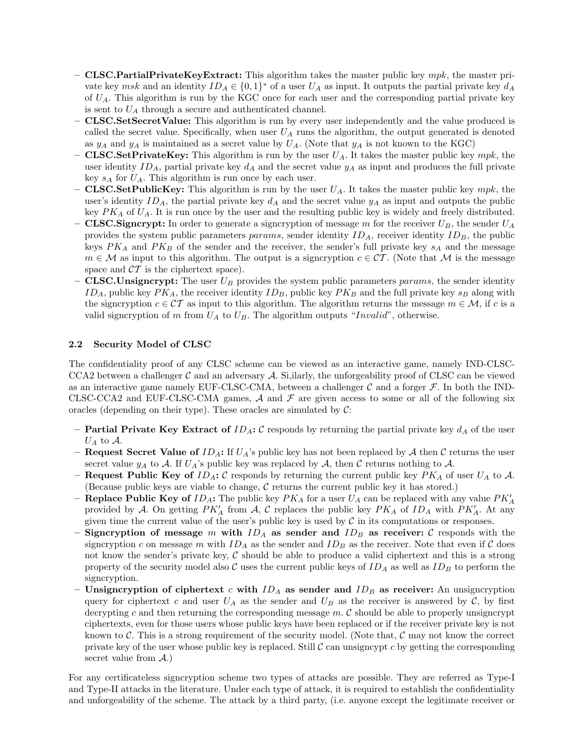- **CLSC.PartialPrivateKeyExtract:** This algorithm takes the master public key $mpk$, the master private key $msk$ and an identity $ID_A \in \{0,1\}^*$ of a user $U_A$ as input. It outputs the partial private key $d_A$ of $U_A$. This algorithm is run by the KGC once for each user and the corresponding partial private key is sent to $U_A$ through a secure and authenticated channel.
- **CLSC.SetSecretValue:** This algorithm is run by every user independently and the value produced is called the secret value. Specifically, when user $U_A$ runs the algorithm, the output generated is denoted as $y_A$ and $y_A$ is maintained as a secret value by $U_A$. (Note that $y_A$ is not known to the KGC)
- **CLSC.SetPrivateKey:** This algorithm is run by the user $U_A$. It takes the master public key $mpk$, the user identity $ID_A$, partial private key $d_A$ and the secret value $y_A$ as input and produces the full private key $s_A$ for $U_A$. This algorithm is run once by each user.
- **CLSC.SetPublicKey:** This algorithm is run by the user $U_A$. It takes the master public key $mpk$, the user's identity $ID_A$, the partial private key $d_A$ and the secret value $y_A$ as input and outputs the public key $PK_A$ of $U_A$. It is run once by the user and the resulting public key is widely and freely distributed.
- **CLSC.Signcrypt:** In order to generate a signcryption of message $m$ for the receiver $U_B$, the sender $U_A$ provides the system public parameters $params$, sender identity $ID_A$, receiver identity $ID_B$, the public keys $PK_A$ and $PK_B$ of the sender and the receiver, the sender's full private key $s_A$ and the message $m \in \mathcal{M}$ as input to this algorithm. The output is a signcryption $c \in \mathcal{CT}$. (Note that $\mathcal{M}$ is the message space and $\mathcal{CT}$ is the ciphertext space).
- **CLSC.Unsigncrypt:** The user $U_B$ provides the system public parameters $params$, the sender identity $ID_A$, public key $PK_A$, the receiver identity $ID_B$, public key $PK_B$ and the full private key $s_B$ along with the signcryption $c \in \mathcal{CT}$ as input to this algorithm. The algorithm returns the message $m \in \mathcal{M}$, if $c$ is a valid signcryption of $m$ from $U_A$ to $U_B$. The algorithm outputs "*Invalid*", otherwise.

### 2.2 Security Model of CLSC

The confidentiality proof of any CLSC scheme can be viewed as an interactive game, namely IND-CLSC-CCA2 between a challenger $\mathcal{C}$ and an adversary $\mathcal{A}$. Si,ilarly, the unforgeability proof of CLSC can be viewed as an interactive game namely EUF-CLSC-CMA, between a challenger $\mathcal{C}$ and a forger $\mathcal{F}$. In both the IND-CLSC-CCA2 and EUF-CLSC-CMA games, $\mathcal{A}$ and $\mathcal{F}$ are given access to some or all of the following six oracles (depending on their type). These oracles are simulated by $\mathcal{C}$:

- **Partial Private Key Extract of $ID_A$:** $\mathcal{C}$ responds by returning the partial private key $d_A$ of the user $U_A$ to $\mathcal{A}$.
- **Request Secret Value of $ID_A$:** If $U_A$'s public key has not been replaced by $\mathcal{A}$ then $\mathcal{C}$ returns the user secret value $y_A$ to $\mathcal{A}$. If $U_A$'s public key was replaced by $\mathcal{A}$, then $\mathcal{C}$ returns nothing to $\mathcal{A}$.
- **Request Public Key of $ID_A$:** $\mathcal{C}$ responds by returning the current public key $PK_A$ of user $U_A$ to $\mathcal{A}$. (Because public keys are viable to change, $\mathcal{C}$ returns the current public key it has stored.)
- **Replace Public Key of $ID_A$:** The public key $PK_A$ for a user $U_A$ can be replaced with any value $PK'_A$ provided by $\mathcal{A}$. On getting $PK'_A$ from $\mathcal{A}$, $\mathcal{C}$ replaces the public key $PK_A$ of $ID_A$ with $PK'_A$. At any given time the current value of the user's public key is used by $\mathcal{C}$ in its computations or responses.
- **Signcryption of message $m$ with $ID_A$ as sender and $ID_B$ as receiver:** $\mathcal{C}$ responds with the signcryption $c$ on message $m$ with $ID_A$ as the sender and $ID_B$ as the receiver. Note that even if $\mathcal{C}$ does not know the sender's private key, $\mathcal{C}$ should be able to produce a valid ciphertext and this is a strong property of the security model also $\mathcal{C}$ uses the current public keys of $ID_A$ as well as $ID_B$ to perform the signcryption.
- **Unsigncryption of ciphertext $c$ with $ID_A$ as sender and $ID_B$ as receiver:** An unsigncryption query for ciphertext $c$ and user $U_A$ as the sender and $U_B$ as the receiver is answered by $\mathcal{C}$, by first decrypting $c$ and then returning the corresponding message $m$. $\mathcal{C}$ should be able to properly unsigncrypt ciphertexts, even for those users whose public keys have been replaced or if the receiver private key is not known to $\mathcal{C}$. This is a strong requirement of the security model. (Note that, $\mathcal{C}$ may not know the correct private key of the user whose public key is replaced. Still $\mathcal{C}$ can unsigncypt $c$ by getting the corresponding secret value from $\mathcal{A}$.)

For any certificateless signcryption scheme two types of attacks are possible. They are referred as Type-I and Type-II attacks in the literature. Under each type of attack, it is required to establish the confidentiality and unforgeability of the scheme. The attack by a third party, (i.e. anyone except the legitimate receiver or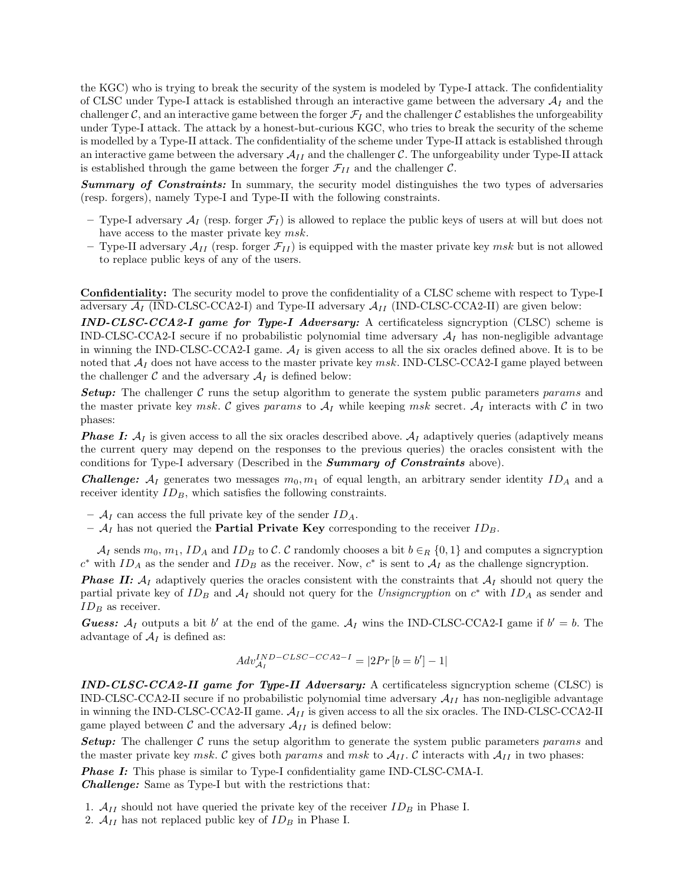the KGC) who is trying to break the security of the system is modeled by Type-I attack. The confidentiality of CLSC under Type-I attack is established through an interactive game between the adversary $\mathcal{A}_I$ and the challenger $\mathcal{C}$, and an interactive game between the forger $\mathcal{F}_I$ and the challenger $\mathcal{C}$ establishes the unforgeability under Type-I attack. The attack by a honest-but-curious KGC, who tries to break the security of the scheme is modelled by a Type-II attack. The confidentiality of the scheme under Type-II attack is established through an interactive game between the adversary $\mathcal{A}_{II}$ and the challenger $\mathcal{C}$. The unforgeability under Type-II attack is established through the game between the forger $\mathcal{F}_{II}$ and the challenger $\mathcal{C}$.

***Summary of Constraints:*** In summary, the security model distinguishes the two types of adversaries (resp. forgers), namely Type-I and Type-II with the following constraints.

- Type-I adversary $\mathcal{A}_I$ (resp. forger $\mathcal{F}_I$) is allowed to replace the public keys of users at will but does not have access to the master private key $msk$.
- Type-II adversary $\mathcal{A}_{II}$ (resp. forger $\mathcal{F}_{II}$) is equipped with the master private key $msk$ but is not allowed to replace public keys of any of the users.

**Confidentiality:** The security model to prove the confidentiality of a CLSC scheme with respect to Type-I adversary $\mathcal{A}_I$ (IND-CLSC-CCA2-I) and Type-II adversary $\mathcal{A}_{II}$ (IND-CLSC-CCA2-II) are given below:

***IND-CLSC-CCA2-I game for Type-I Adversary:*** A certificateless signcryption (CLSC) scheme is IND-CLSC-CCA2-I secure if no probabilistic polynomial time adversary $\mathcal{A}_I$ has non-negligible advantage in winning the IND-CLSC-CCA2-I game. $\mathcal{A}_I$ is given access to all the six oracles defined above. It is to be noted that $\mathcal{A}_I$ does not have access to the master private key $msk$. IND-CLSC-CCA2-I game played between the challenger $\mathcal{C}$ and the adversary $\mathcal{A}_I$ is defined below:

***Setup:*** The challenger $\mathcal{C}$ runs the setup algorithm to generate the system public parameters $params$ and the master private key $msk$. $\mathcal{C}$ gives $params$ to $\mathcal{A}_I$ while keeping $msk$ secret. $\mathcal{A}_I$ interacts with $\mathcal{C}$ in two phases:

***Phase I:*** $\mathcal{A}_I$ is given access to all the six oracles described above. $\mathcal{A}_I$ adaptively queries (adaptively means the current query may depend on the responses to the previous queries) the oracles consistent with the conditions for Type-I adversary (Described in the ***Summary of Constraints*** above).

***Challenge:*** $\mathcal{A}_I$ generates two messages $m_0, m_1$ of equal length, an arbitrary sender identity $ID_A$ and a receiver identity $ID_B$, which satisfies the following constraints.

- $\mathcal{A}_I$ can access the full private key of the sender $ID_A$.
- $\mathcal{A}_I$ has not queried the **Partial Private Key** corresponding to the receiver $ID_B$.

$\mathcal{A}_I$ sends $m_0$, $m_1$, $ID_A$ and $ID_B$ to $\mathcal{C}$. $\mathcal{C}$ randomly chooses a bit $b \in_R \{0, 1\}$ and computes a signcryption $c^*$ with $ID_A$ as the sender and $ID_B$ as the receiver. Now, $c^*$ is sent to $\mathcal{A}_I$ as the challenge signcryption.

***Phase II:*** $\mathcal{A}_I$ adaptively queries the oracles consistent with the constraints that $\mathcal{A}_I$ should not query the partial private key of $ID_B$ and $\mathcal{A}_I$ should not query for the *Unsigncryption* on $c^*$ with $ID_A$ as sender and $ID_B$ as receiver.

***Guess:*** $\mathcal{A}_I$ outputs a bit $b'$ at the end of the game. $\mathcal{A}_I$ wins the IND-CLSC-CCA2-I game if $b' = b$. The advantage of $\mathcal{A}_I$ is defined as:

$$Adv_{\mathcal{A}_I}^{IND-CLSC-CCA2-I} = |2Pr\left[b = b'\right] - 1|$$

***IND-CLSC-CCA2-II game for Type-II Adversary:*** A certificateless signcryption scheme (CLSC) is IND-CLSC-CCA2-II secure if no probabilistic polynomial time adversary $\mathcal{A}_{II}$ has non-negligible advantage in winning the IND-CLSC-CCA2-II game. $\mathcal{A}_{II}$ is given access to all the six oracles. The IND-CLSC-CCA2-II game played between $\mathcal{C}$ and the adversary $\mathcal{A}_{II}$ is defined below:

***Setup:*** The challenger $\mathcal{C}$ runs the setup algorithm to generate the system public parameters $params$ and the master private key $msk$. $\mathcal{C}$ gives both $params$ and $msk$ to $\mathcal{A}_{II}$. $\mathcal{C}$ interacts with $\mathcal{A}_{II}$ in two phases:

***Phase I:*** This phase is similar to Type-I confidentiality game IND-CLSC-CMA-I.

***Challenge:*** Same as Type-I but with the restrictions that:

1. $\mathcal{A}_{II}$ should not have queried the private key of the receiver $ID_B$ in Phase I.
2. $\mathcal{A}_{II}$ has not replaced public key of $ID_B$ in Phase I.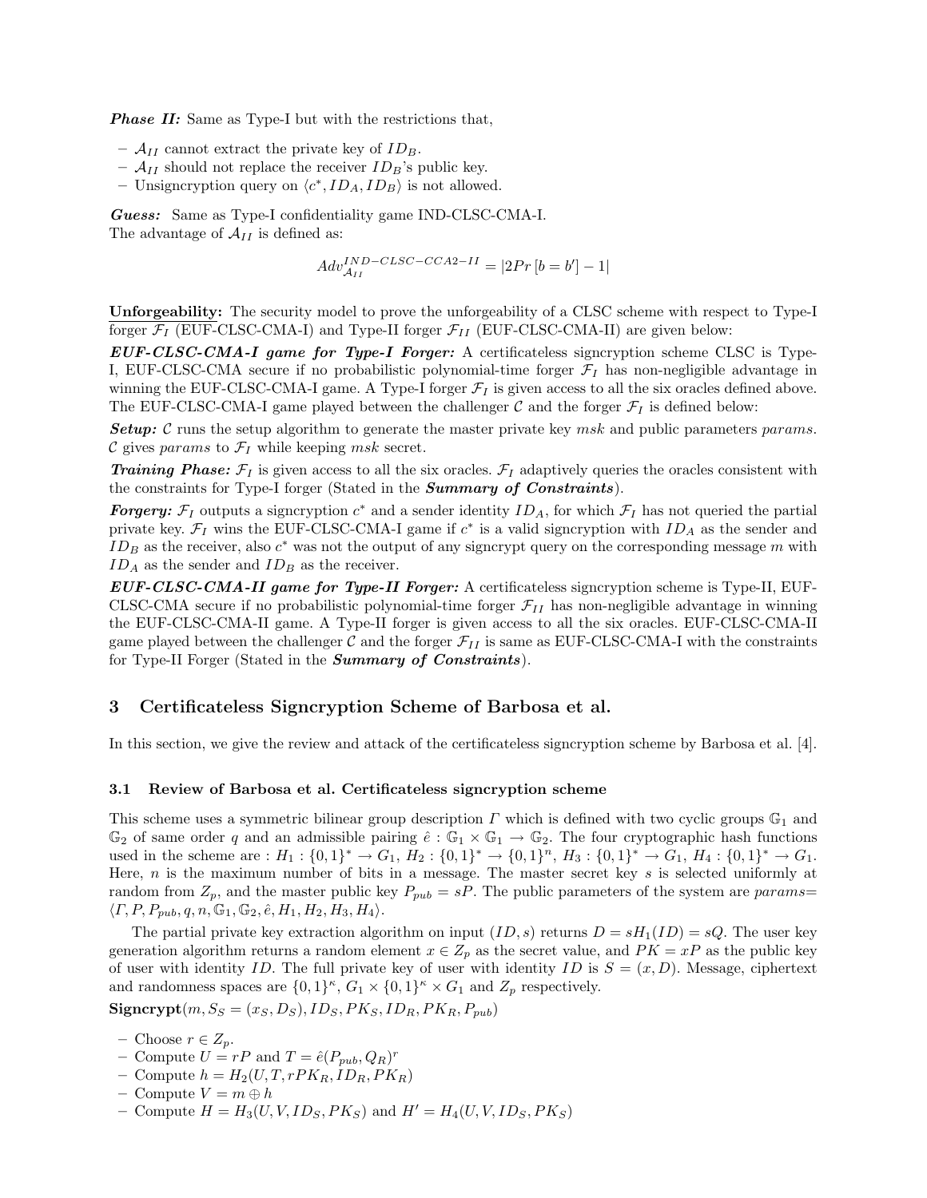***Phase II:*** Same as Type-I but with the restrictions that,

- $\mathcal{A}_{II}$ cannot extract the private key of $ID_B$.
- $\mathcal{A}_{II}$ should not replace the receiver $ID_B$'s public key.
- Unsigncryption query on $\langle c^*, ID_A, ID_B \rangle$ is not allowed.

***Guess:*** Same as Type-I confidentiality game IND-CLSC-CMA-I.
The advantage of $\mathcal{A}_{II}$ is defined as:

$$Adv_{\mathcal{A}_{II}}^{IND-CLSC-CCA2-II} = |2Pr\left[b = b'\right] - 1|$$

<u>**Unforgeability:**</u> The security model to prove the unforgeability of a CLSC scheme with respect to Type-I forger $\mathcal{F}_I$ (EUF-CLSC-CMA-I) and Type-II forger $\mathcal{F}_{II}$ (EUF-CLSC-CMA-II) are given below:

***EUF-CLSC-CMA-I game for Type-I Forger:*** A certificateless signcryption scheme CLSC is Type-I, EUF-CLSC-CMA secure if no probabilistic polynomial-time forger $\mathcal{F}_I$ has non-negligible advantage in winning the EUF-CLSC-CMA-I game. A Type-I forger $\mathcal{F}_I$ is given access to all the six oracles defined above. The EUF-CLSC-CMA-I game played between the challenger $\mathcal{C}$ and the forger $\mathcal{F}_I$ is defined below:

***Setup:*** $\mathcal{C}$ runs the setup algorithm to generate the master private key $msk$ and public parameters $params$. $\mathcal{C}$ gives $params$ to $\mathcal{F}_I$ while keeping $msk$ secret.

***Training Phase:*** $\mathcal{F}_I$ is given access to all the six oracles. $\mathcal{F}_I$ adaptively queries the oracles consistent with the constraints for Type-I forger (Stated in the ***Summary of Constraints***).

***Forgery:*** $\mathcal{F}_I$ outputs a signcryption $c^*$ and a sender identity $ID_A$, for which $\mathcal{F}_I$ has not queried the partial private key. $\mathcal{F}_I$ wins the EUF-CLSC-CMA-I game if $c^*$ is a valid signcryption with $ID_A$ as the sender and $ID_B$ as the receiver, also $c^*$ was not the output of any signcrypt query on the corresponding message $m$ with $ID_A$ as the sender and $ID_B$ as the receiver.

***EUF-CLSC-CMA-II game for Type-II Forger:*** A certificateless signcryption scheme is Type-II, EUF-CLSC-CMA secure if no probabilistic polynomial-time forger $\mathcal{F}_{II}$ has non-negligible advantage in winning the EUF-CLSC-CMA-II game. A Type-II forger is given access to all the six oracles. EUF-CLSC-CMA-II game played between the challenger $\mathcal{C}$ and the forger $\mathcal{F}_{II}$ is same as EUF-CLSC-CMA-I with the constraints for Type-II Forger (Stated in the ***Summary of Constraints***).

## 3 Certificateless Signcryption Scheme of Barbosa et al.

In this section, we give the review and attack of the certificateless signcryption scheme by Barbosa et al. [4].

### 3.1 Review of Barbosa et al. Certificateless signcryption scheme

This scheme uses a symmetric bilinear group description $\Gamma$ which is defined with two cyclic groups $\mathbb{G}_1$ and $\mathbb{G}_2$ of same order $q$ and an admissible pairing $\hat{e} : \mathbb{G}_1 \times \mathbb{G}_1 \to \mathbb{G}_2$. The four cryptographic hash functions used in the scheme are : $H_1 : \{0,1\}^* \to G_1$, $H_2 : \{0,1\}^* \to \{0,1\}^n$, $H_3 : \{0,1\}^* \to G_1$, $H_4 : \{0,1\}^* \to G_1$. Here, $n$ is the maximum number of bits in a message. The master secret key $s$ is selected uniformly at random from $Z_p$, and the master public key $P_{pub} = sP$. The public parameters of the system are $params$= $\langle \Gamma, P, P_{pub}, q, n, \mathbb{G}_1, \mathbb{G}_2, \hat{e}, H_1, H_2, H_3, H_4 \rangle$.

The partial private key extraction algorithm on input $(ID, s)$ returns $D = sH_1(ID) = sQ$. The user key generation algorithm returns a random element $x \in Z_p$ as the secret value, and $PK = xP$ as the public key of user with identity $ID$. The full private key of user with identity $ID$ is $S = (x, D)$. Message, ciphertext and randomness spaces are $\{0,1\}^\kappa$, $G_1 \times \{0,1\}^\kappa \times G_1$ and $Z_p$ respectively.

**Signcrypt**$(m, S_S = (x_S, D_S), ID_S, PK_S, ID_R, PK_R, P_{pub})$

- Choose $r \in Z_p$.
- Compute $U = rP$ and $T = \hat{e}(P_{pub}, Q_R)^r$
- Compute $h = H_2(U, T, rPK_R, ID_R, PK_R)$
- Compute $V = m \oplus h$
- Compute $H = H_3(U, V, ID_S, PK_S)$ and $H' = H_4(U, V, ID_S, PK_S)$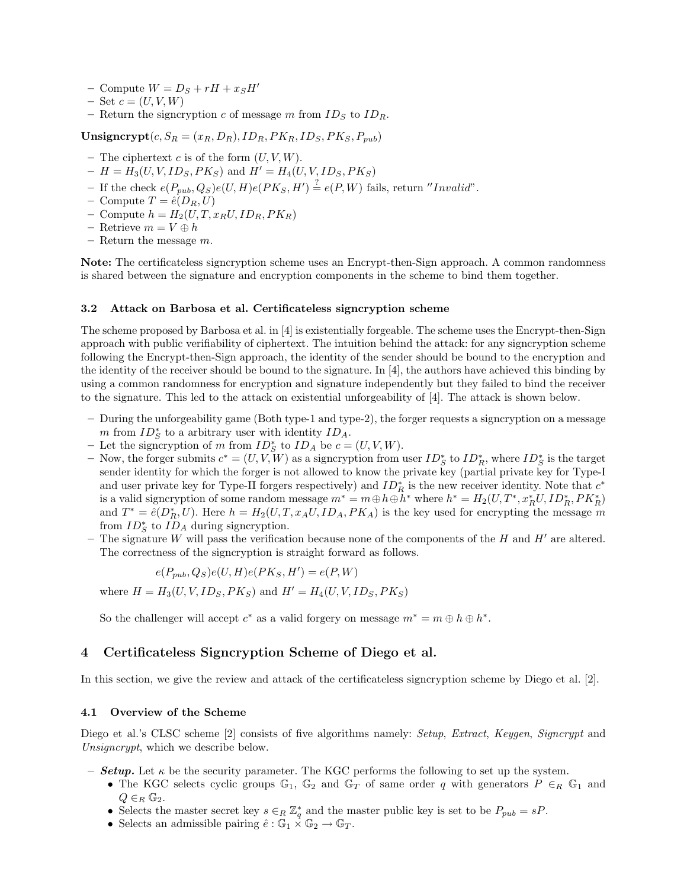- Compute $W = D_S + rH + x_S H'$
- Set $c = (U, V, W)$
- Return the signcryption $c$ of message $m$ from $ID_S$ to $ID_R$.

**Unsigncrypt**$(c, S_R = (x_R, D_R), ID_R, PK_R, ID_S, PK_S, P_{pub})$

- The ciphertext $c$ is of the form $(U, V, W)$.
- $H = H_3(U, V, ID_S, PK_S)$ and $H' = H_4(U, V, ID_S, PK_S)$
- If the check $e(P_{pub}, Q_S)e(U, H)e(PK_S, H') \stackrel{?}{=} e(P, W)$ fails, return $''Invalid''$.
- Compute $T = \hat{e}(D_R, U)$
- Compute $h = H_2(U, T, x_R U, ID_R, PK_R)$
- Retrieve $m = V \oplus h$
- Return the message $m$.

**Note:** The certificateless signcryption scheme uses an Encrypt-then-Sign approach. A common randomness is shared between the signature and encryption components in the scheme to bind them together.

### 3.2 Attack on Barbosa et al. Certificateless signcryption scheme

The scheme proposed by Barbosa et al. in [4] is existentially forgeable. The scheme uses the Encrypt-then-Sign approach with public verifiability of ciphertext. The intuition behind the attack: for any signcryption scheme following the Encrypt-then-Sign approach, the identity of the sender should be bound to the encryption and the identity of the receiver should be bound to the signature. In [4], the authors have achieved this binding by using a common randomness for encryption and signature independently but they failed to bind the receiver to the signature. This led to the attack on existential unforgeability of [4]. The attack is shown below.

- During the unforgeability game (Both type-1 and type-2), the forger requests a signcryption on a message $m$ from $ID_S^*$ to a arbitrary user with identity $ID_A$.
- Let the signcryption of $m$ from $ID_S^*$ to $ID_A$ be $c = (U, V, W)$.
- Now, the forger submits $c^* = (U, V, W)$ as a signcryption from user $ID_S^*$ to $ID_R^*$, where $ID_S^*$ is the target sender identity for which the forger is not allowed to know the private key (partial private key for Type-I and user private key for Type-II forgers respectively) and $ID_R^*$ is the new receiver identity. Note that $c^*$ is a valid signcryption of some random message $m^* = m \oplus h \oplus h^*$ where $h^* = H_2(U, T^*, x_R^* U, ID_R^*, PK_R^*)$ and $T^* = \hat{e}(D_R^*, U)$. Here $h = H_2(U, T, x_A U, ID_A, PK_A)$ is the key used for encrypting the message $m$ from $ID_S^*$ to $ID_A$ during signcryption.
- The signature $W$ will pass the verification because none of the components of the $H$ and $H'$ are altered. The correctness of the signcryption is straight forward as follows.

  $$e(P_{pub}, Q_S)e(U, H)e(PK_S, H') = e(P, W)$$

  where $H = H_3(U, V, ID_S, PK_S)$ and $H' = H_4(U, V, ID_S, PK_S)$

  So the challenger will accept $c^*$ as a valid forgery on message $m^* = m \oplus h \oplus h^*$.

## 4 Certificateless Signcryption Scheme of Diego et al.

In this section, we give the review and attack of the certificateless signcryption scheme by Diego et al. [2].

### 4.1 Overview of the Scheme

Diego et al.'s CLSC scheme [2] consists of five algorithms namely: *Setup*, *Extract*, *Keygen*, *Signcrypt* and *Unsigncrypt*, which we describe below.

- ***Setup.*** Let $\kappa$ be the security parameter. The KGC performs the following to set up the system.
  - The KGC selects cyclic groups $\mathbb{G}_1$, $\mathbb{G}_2$ and $\mathbb{G}_T$ of same order $q$ with generators $P \in_R \mathbb{G}_1$ and $Q \in_R \mathbb{G}_2$.
  - Selects the master secret key $s \in_R \mathbb{Z}_q^*$ and the master public key is set to be $P_{pub} = sP$.
  - Selects an admissible pairing $\hat{e} : \mathbb{G}_1 \times \mathbb{G}_2 \rightarrow \mathbb{G}_T$.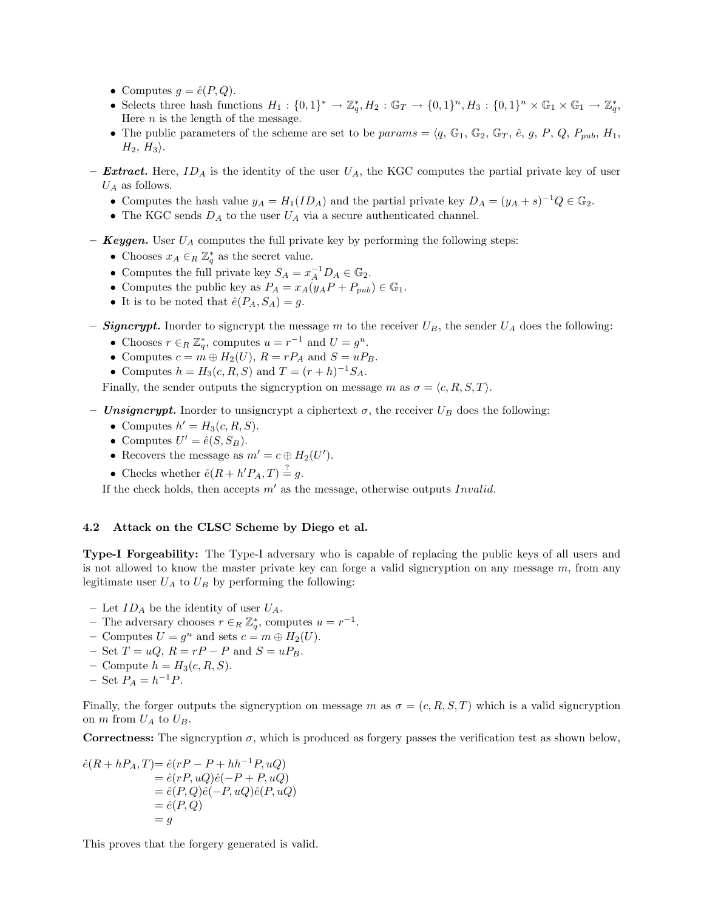- Computes $g = \hat{e}(P, Q)$.
- Selects three hash functions $H_1 : \{0,1\}^* \rightarrow \mathbb{Z}_q^*, H_2 : \mathbb{G}_T \rightarrow \{0,1\}^n, H_3 : \{0,1\}^n \times \mathbb{G}_1 \times \mathbb{G}_1 \rightarrow \mathbb{Z}_q^*$, Here $n$ is the length of the message.
- The public parameters of the scheme are set to be $params = \langle q, \mathbb{G}_1, \mathbb{G}_2, \mathbb{G}_T, \hat{e}, g, P, Q, P_{pub}, H_1, H_2, H_3\rangle$.

– ***Extract.*** Here, $ID_A$ is the identity of the user $U_A$, the KGC computes the partial private key of user $U_A$ as follows.
  - Computes the hash value $y_A = H_1(ID_A)$ and the partial private key $D_A = (y_A + s)^{-1}Q \in \mathbb{G}_2$.
  - The KGC sends $D_A$ to the user $U_A$ via a secure authenticated channel.

– ***Keygen.*** User $U_A$ computes the full private key by performing the following steps:
  - Chooses $x_A \in_R \mathbb{Z}_q^*$ as the secret value.
  - Computes the full private key $S_A = x_A^{-1} D_A \in \mathbb{G}_2$.
  - Computes the public key as $P_A = x_A(y_A P + P_{pub}) \in \mathbb{G}_1$.
  - It is to be noted that $\hat{e}(P_A, S_A) = g$.

– ***Signcrypt.*** Inorder to signcrypt the message $m$ to the receiver $U_B$, the sender $U_A$ does the following:
  - Chooses $r \in_R \mathbb{Z}_q^*$, computes $u = r^{-1}$ and $U = g^u$.
  - Computes $c = m \oplus H_2(U)$, $R = rP_A$ and $S = uP_B$.
  - Computes $h = H_3(c, R, S)$ and $T = (r + h)^{-1} S_A$.

  Finally, the sender outputs the signcryption on message $m$ as $\sigma = \langle c, R, S, T\rangle$.

– ***Unsigncrypt.*** Inorder to unsigncrypt a ciphertext $\sigma$, the receiver $U_B$ does the following:
  - Computes $h' = H_3(c, R, S)$.
  - Computes $U' = \hat{e}(S, S_B)$.
  - Recovers the message as $m' = c \oplus H_2(U')$.
  - Checks whether $\hat{e}(R + h'P_A, T) \stackrel{?}{=} g$.

  If the check holds, then accepts $m'$ as the message, otherwise outputs *Invalid.*

### 4.2 Attack on the CLSC Scheme by Diego et al.

**Type-I Forgeability:** The Type-I adversary who is capable of replacing the public keys of all users and is not allowed to know the master private key can forge a valid signcryption on any message $m$, from any legitimate user $U_A$ to $U_B$ by performing the following:

– Let $ID_A$ be the identity of user $U_A$.
– The adversary chooses $r \in_R \mathbb{Z}_q^*$, computes $u = r^{-1}$.
– Computes $U = g^u$ and sets $c = m \oplus H_2(U)$.
– Set $T = uQ$, $R = rP - P$ and $S = uP_B$.
– Compute $h = H_3(c, R, S)$.
– Set $P_A = h^{-1}P$.

Finally, the forger outputs the signcryption on message $m$ as $\sigma = (c, R, S, T)$ which is a valid signcryption on $m$ from $U_A$ to $U_B$.

**Correctness:** The signcryption $\sigma$, which is produced as forgery passes the verification test as shown below,

$$\begin{aligned}
\hat{e}(R + hP_A, T) &= \hat{e}(rP - P + hh^{-1}P, uQ) \\
&= \hat{e}(rP, uQ)\hat{e}(-P + P, uQ) \\
&= \hat{e}(P, Q)\hat{e}(-P, uQ)\hat{e}(P, uQ) \\
&= \hat{e}(P, Q) \\
&= g
\end{aligned}$$

This proves that the forgery generated is valid.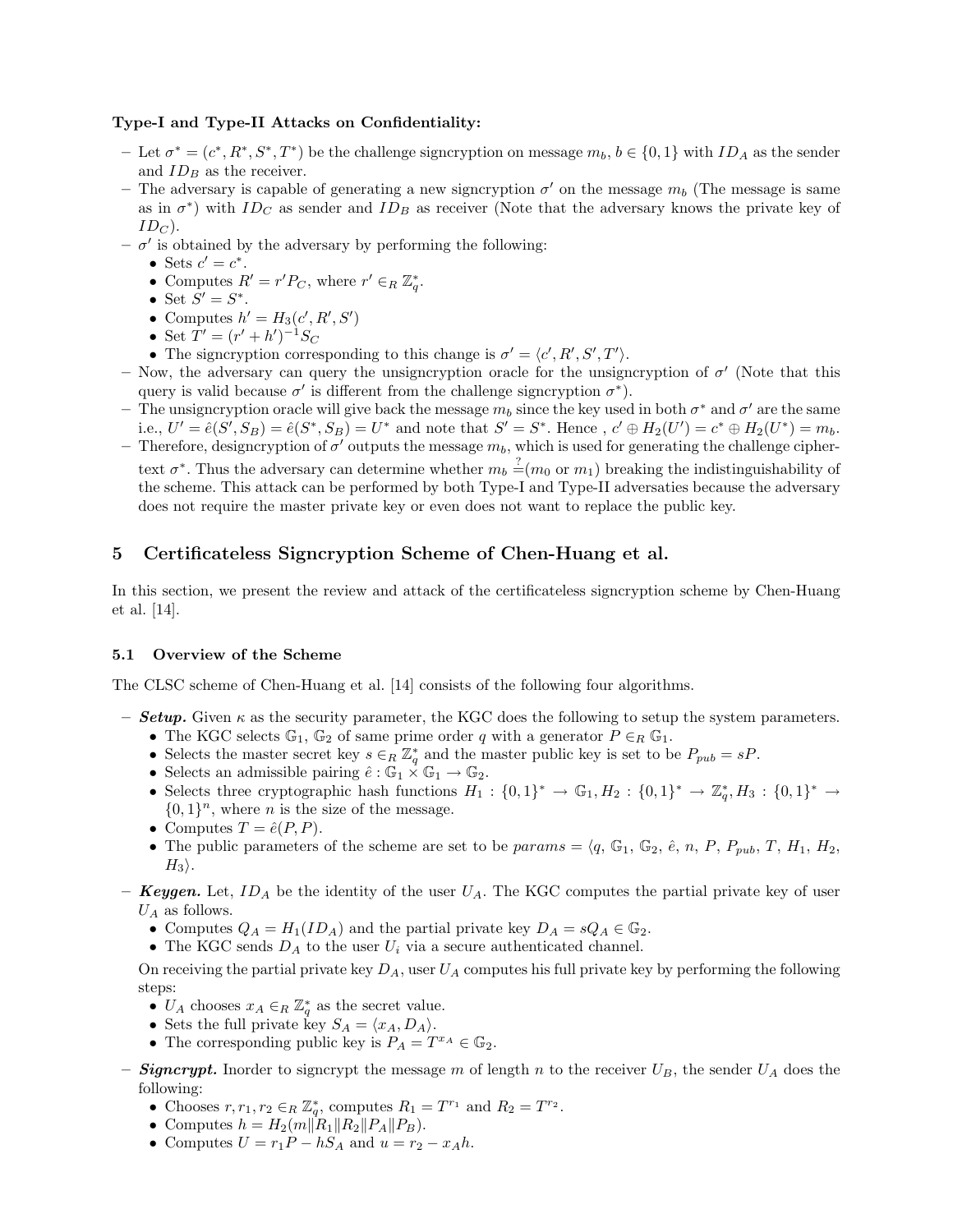**Type-I and Type-II Attacks on Confidentiality:**

- Let $\sigma^* = (c^*, R^*, S^*, T^*)$ be the challenge signcryption on message $m_b$, $b \in \{0, 1\}$ with $ID_A$ as the sender and $ID_B$ as the receiver.
- The adversary is capable of generating a new signcryption $\sigma'$ on the message $m_b$ (The message is same as in $\sigma^*$) with $ID_C$ as sender and $ID_B$ as receiver (Note that the adversary knows the private key of $ID_C$).
- $\sigma'$ is obtained by the adversary by performing the following:
  - Sets $c' = c^*$.
  - Computes $R' = r'P_C$, where $r' \in_R \mathbb{Z}_q^*$.
  - Set $S' = S^*$.
  - Computes $h' = H_3(c', R', S')$
  - Set $T' = (r' + h')^{-1}S_C$
  - The signcryption corresponding to this change is $\sigma' = \langle c', R', S', T' \rangle$.
- Now, the adversary can query the unsigncryption oracle for the unsigncryption of $\sigma'$ (Note that this query is valid because $\sigma'$ is different from the challenge signcryption $\sigma^*$).
- The unsigncryption oracle will give back the message $m_b$ since the key used in both $\sigma^*$ and $\sigma'$ are the same i.e., $U' = \hat{e}(S', S_B) = \hat{e}(S^*, S_B) = U^*$ and note that $S' = S^*$. Hence , $c' \oplus H_2(U') = c^* \oplus H_2(U^*) = m_b$.
- Therefore, designcryption of $\sigma'$ outputs the message $m_b$, which is used for generating the challenge ciphertext $\sigma^*$. Thus the adversary can determine whether $m_b \stackrel{?}{=} (m_0 \text{ or } m_1)$ breaking the indistinguishability of the scheme. This attack can be performed by both Type-I and Type-II adversaties because the adversary does not require the master private key or even does not want to replace the public key.

## 5 Certificateless Signcryption Scheme of Chen-Huang et al.

In this section, we present the review and attack of the certificateless signcryption scheme by Chen-Huang et al. [14].

### 5.1 Overview of the Scheme

The CLSC scheme of Chen-Huang et al. [14] consists of the following four algorithms.

- ***Setup.*** Given $\kappa$ as the security parameter, the KGC does the following to setup the system parameters.
  - The KGC selects $\mathbb{G}_1$, $\mathbb{G}_2$ of same prime order $q$ with a generator $P \in_R \mathbb{G}_1$.
  - Selects the master secret key $s \in_R \mathbb{Z}_q^*$ and the master public key is set to be $P_{pub} = sP$.
  - Selects an admissible pairing $\hat{e} : \mathbb{G}_1 \times \mathbb{G}_1 \rightarrow \mathbb{G}_2$.
  - Selects three cryptographic hash functions $H_1 : \{0,1\}^* \rightarrow \mathbb{G}_1, H_2 : \{0,1\}^* \rightarrow \mathbb{Z}_q^*, H_3 : \{0,1\}^* \rightarrow \{0,1\}^n$, where $n$ is the size of the message.
  - Computes $T = \hat{e}(P, P)$.
  - The public parameters of the scheme are set to be $params = \langle q,\ \mathbb{G}_1,\ \mathbb{G}_2,\ \hat{e},\ n,\ P,\ P_{pub},\ T,\ H_1,\ H_2,\ H_3 \rangle$.
- ***Keygen.*** Let, $ID_A$ be the identity of the user $U_A$. The KGC computes the partial private key of user $U_A$ as follows.
  - Computes $Q_A = H_1(ID_A)$ and the partial private key $D_A = sQ_A \in \mathbb{G}_2$.
  - The KGC sends $D_A$ to the user $U_i$ via a secure authenticated channel.

  On receiving the partial private key $D_A$, user $U_A$ computes his full private key by performing the following steps:
  - $U_A$ chooses $x_A \in_R \mathbb{Z}_q^*$ as the secret value.
  - Sets the full private key $S_A = \langle x_A, D_A \rangle$.
  - The corresponding public key is $P_A = T^{x_A} \in \mathbb{G}_2$.
- ***Signcrypt.*** Inorder to signcrypt the message $m$ of length $n$ to the receiver $U_B$, the sender $U_A$ does the following:
  - Chooses $r, r_1, r_2 \in_R \mathbb{Z}_q^*$, computes $R_1 = T^{r_1}$ and $R_2 = T^{r_2}$.
  - Computes $h = H_2(m \| R_1 \| R_2 \| P_A \| P_B)$.
  - Computes $U = r_1P - hS_A$ and $u = r_2 - x_Ah$.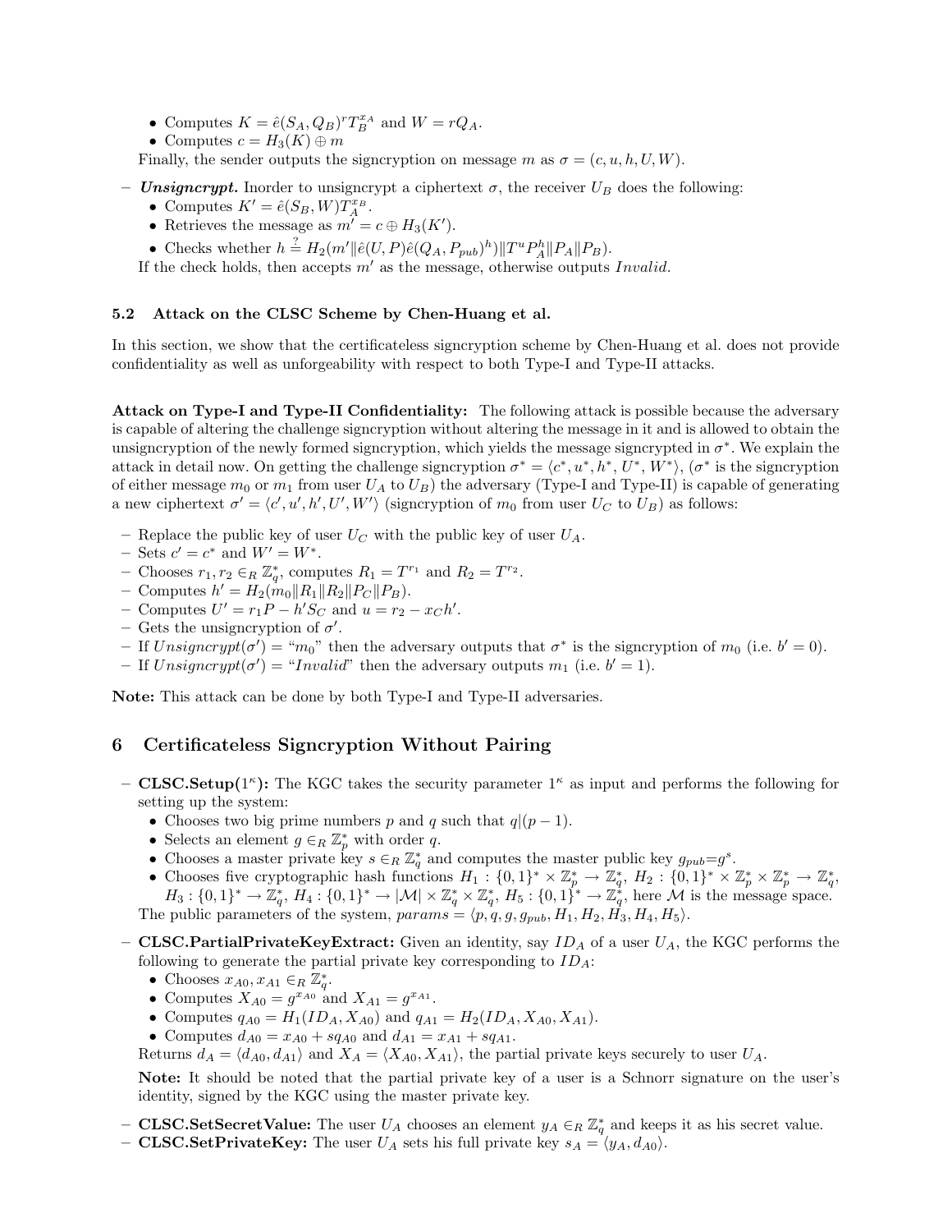- Computes $K = \hat{e}(S_A, Q_B)^r T_B^{x_A}$ and $W = rQ_A$.
- Computes $c = H_3(K) \oplus m$

Finally, the sender outputs the signcryption on message $m$ as $\sigma = (c, u, h, U, W)$.

– ***Unsigncrypt.*** Inorder to unsigncrypt a ciphertext $\sigma$, the receiver $U_B$ does the following:
  - Computes $K' = \hat{e}(S_B, W)T_A^{x_B}$.
  - Retrieves the message as $m' = c \oplus H_3(K')$.
  - Checks whether $h \stackrel{?}{=} H_2(m' \| \hat{e}(U, P)\hat{e}(Q_A, P_{pub})^h) \| T^u P_A^h \| P_A \| P_B)$.

  If the check holds, then accepts $m'$ as the message, otherwise outputs $Invalid$.

### 5.2 Attack on the CLSC Scheme by Chen-Huang et al.

In this section, we show that the certificateless signcryption scheme by Chen-Huang et al. does not provide confidentiality as well as unforgeability with respect to both Type-I and Type-II attacks.

**Attack on Type-I and Type-II Confidentiality:** The following attack is possible because the adversary is capable of altering the challenge signcryption without altering the message in it and is allowed to obtain the unsigncryption of the newly formed signcryption, which yields the message signcrypted in $\sigma^*$. We explain the attack in detail now. On getting the challenge signcryption $\sigma^* = \langle c^*, u^*, h^*, U^*, W^* \rangle$, ($\sigma^*$ is the signcryption of either message $m_0$ or $m_1$ from user $U_A$ to $U_B$) the adversary (Type-I and Type-II) is capable of generating a new ciphertext $\sigma' = \langle c', u', h', U', W' \rangle$ (signcryption of $m_0$ from user $U_C$ to $U_B$) as follows:

– Replace the public key of user $U_C$ with the public key of user $U_A$.
– Sets $c' = c^*$ and $W' = W^*$.
– Chooses $r_1, r_2 \in_R \mathbb{Z}_q^*$, computes $R_1 = T^{r_1}$ and $R_2 = T^{r_2}$.
– Computes $h' = H_2(m_0 \| R_1 \| R_2 \| P_C \| P_B)$.
– Computes $U' = r_1 P - h' S_C$ and $u = r_2 - x_C h'$.
– Gets the unsigncryption of $\sigma'$.
– If $Unsigncrypt(\sigma') =$ "$m_0$" then the adversary outputs that $\sigma^*$ is the signcryption of $m_0$ (i.e. $b' = 0$).
– If $Unsigncrypt(\sigma') =$ "$Invalid$" then the adversary outputs $m_1$ (i.e. $b' = 1$).

**Note:** This attack can be done by both Type-I and Type-II adversaries.

## 6 Certificateless Signcryption Without Pairing

– **CLSC.Setup($1^\kappa$):** The KGC takes the security parameter $1^\kappa$ as input and performs the following for setting up the system:
  - Chooses two big prime numbers $p$ and $q$ such that $q|(p-1)$.
  - Selects an element $g \in_R \mathbb{Z}_p^*$ with order $q$.
  - Chooses a master private key $s \in_R \mathbb{Z}_q^*$ and computes the master public key $g_{pub}{=}g^s$.
  - Chooses five cryptographic hash functions $H_1 : \{0,1\}^* \times \mathbb{Z}_p^* \to \mathbb{Z}_q^*$, $H_2 : \{0,1\}^* \times \mathbb{Z}_p^* \times \mathbb{Z}_p^* \to \mathbb{Z}_q^*$, $H_3 : \{0,1\}^* \to \mathbb{Z}_q^*$, $H_4 : \{0,1\}^* \to |\mathcal{M}| \times \mathbb{Z}_q^* \times \mathbb{Z}_q^*$, $H_5 : \{0,1\}^* \to \mathbb{Z}_q^*$, here $\mathcal{M}$ is the message space.

  The public parameters of the system, $params = \langle p, q, g, g_{pub}, H_1, H_2, H_3, H_4, H_5 \rangle$.

– **CLSC.PartialPrivateKeyExtract:** Given an identity, say $ID_A$ of a user $U_A$, the KGC performs the following to generate the partial private key corresponding to $ID_A$:
  - Chooses $x_{A0}, x_{A1} \in_R \mathbb{Z}_q^*$.
  - Computes $X_{A0} = g^{x_{A0}}$ and $X_{A1} = g^{x_{A1}}$.
  - Computes $q_{A0} = H_1(ID_A, X_{A0})$ and $q_{A1} = H_2(ID_A, X_{A0}, X_{A1})$.
  - Computes $d_{A0} = x_{A0} + sq_{A0}$ and $d_{A1} = x_{A1} + sq_{A1}$.

  Returns $d_A = \langle d_{A0}, d_{A1} \rangle$ and $X_A = \langle X_{A0}, X_{A1} \rangle$, the partial private keys securely to user $U_A$.

  **Note:** It should be noted that the partial private key of a user is a Schnorr signature on the user's identity, signed by the KGC using the master private key.

– **CLSC.SetSecretValue:** The user $U_A$ chooses an element $y_A \in_R \mathbb{Z}_q^*$ and keeps it as his secret value.
– **CLSC.SetPrivateKey:** The user $U_A$ sets his full private key $s_A = \langle y_A, d_{A0} \rangle$.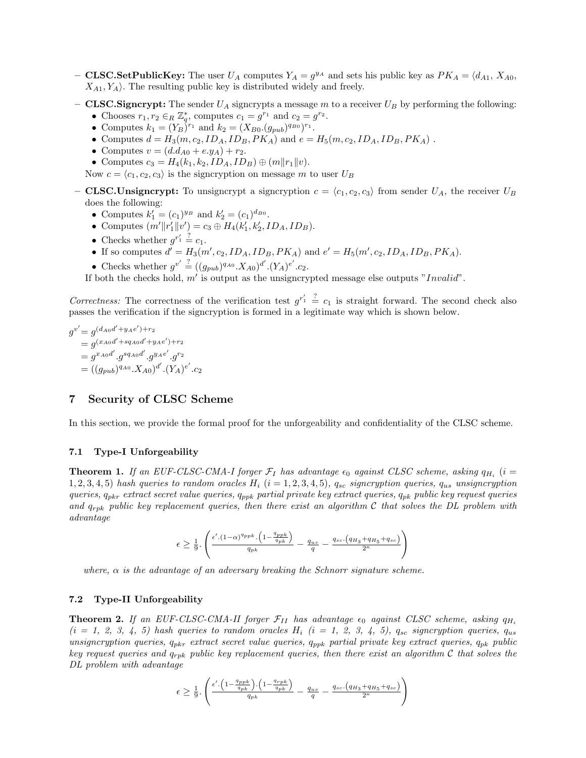- **CLSC.SetPublicKey:** The user $U_A$ computes $Y_A = g^{y_A}$ and sets his public key as $PK_A = \langle d_{A1}, X_{A0}, X_{A1}, Y_A \rangle$. The resulting public key is distributed widely and freely.
- **CLSC.Signcrypt:** The sender $U_A$ signcrypts a message $m$ to a receiver $U_B$ by performing the following:
  - Chooses $r_1, r_2 \in_R \mathbb{Z}_q^*$, computes $c_1 = g^{r_1}$ and $c_2 = g^{r_2}$.
  - Computes $k_1 = (Y_B)^{r_1}$ and $k_2 = (X_{B0}.(g_{pub})^{q_{B0}})^{r_1}$.
  - Computes $d = H_3(m, c_2, ID_A, ID_B, PK_A)$ and $e = H_5(m, c_2, ID_A, ID_B, PK_A)$ .
  - Computes $v = (d.d_{A0} + e.y_A) + r_2$.
  - Computes $c_3 = H_4(k_1, k_2, ID_A, ID_B) \oplus (m \| r_1 \| v)$.

  Now $c = \langle c_1, c_2, c_3 \rangle$ is the signcryption on message $m$ to user $U_B$
- **CLSC.Unsigncrypt:** To unsigncrypt a signcryption $c = \langle c_1, c_2, c_3 \rangle$ from sender $U_A$, the receiver $U_B$ does the following:
  - Computes $k_1' = (c_1)^{y_B}$ and $k_2' = (c_1)^{d_{B0}}$.
  - Computes $(m' \| r_1' \| v') = c_3 \oplus H_4(k_1', k_2', ID_A, ID_B)$.
  - Checks whether $g^{r_1'} \stackrel{?}{=} c_1$.
  - If so computes $d' = H_3(m', c_2, ID_A, ID_B, PK_A)$ and $e' = H_5(m', c_2, ID_A, ID_B, PK_A)$.
  - Checks whether $g^{v'} \stackrel{?}{=} ((g_{pub})^{q_{A0}}.X_{A0})^{d'}.(Y_A)^{e'}.c_2$.

  If both the checks hold, $m'$ is output as the unsigncrypted message else outputs "*Invalid*".

*Correctness:* The correctness of the verification test $g^{r_1'} \stackrel{?}{=} c_1$ is straight forward. The second check also passes the verification if the signcryption is formed in a legitimate way which is shown below.

$$
\begin{aligned}
g^{v'} &= g^{(d_{A0}d' + y_A e') + r_2} \\
&= g^{(x_{A0}d' + sq_{A0}d' + y_A e') + r_2} \\
&= g^{x_{A0}d'}.g^{sq_{A0}d'}.g^{y_A e'}.g^{r_2} \\
&= ((g_{pub})^{q_{A0}}.X_{A0})^{d'}.(Y_A)^{e'}.c_2
\end{aligned}
$$

## 7 Security of CLSC Scheme

In this section, we provide the formal proof for the unforgeability and confidentiality of the CLSC scheme.

### 7.1 Type-I Unforgeability

**Theorem 1.** *If an EUF-CLSC-CMA-I forger $\mathcal{F}_I$ has advantage $\epsilon_0$ against CLSC scheme, asking $q_{H_i}$ ($i = 1, 2, 3, 4, 5$) hash queries to random oracles $H_i$ ($i = 1, 2, 3, 4, 5$), $q_{sc}$ signcryption queries, $q_{us}$ unsigncryption queries, $q_{pkr}$ extract secret value queries, $q_{ppk}$ partial private key extract queries, $q_{pk}$ public key request queries and $q_{rpk}$ public key replacement queries, then there exist an algorithm $\mathcal{C}$ that solves the DL problem with advantage*

$$
\epsilon \geq \frac{1}{9}.\left( \frac{\epsilon'.(1-\alpha)^{q_{ppk}}.\left(1 - \frac{q_{ppk}}{q_{pk}}\right)}{q_{pk}} - \frac{q_{us}}{q} - \frac{q_{sc}.\left(q_{H_3} + q_{H_5} + q_{sc}\right)}{2^{\kappa}} \right)
$$

*where, $\alpha$ is the advantage of an adversary breaking the Schnorr signature scheme.*

### 7.2 Type-II Unforgeability

**Theorem 2.** *If an EUF-CLSC-CMA-II forger $\mathcal{F}_{II}$ has advantage $\epsilon_0$ against CLSC scheme, asking $q_{H_i}$ ($i$ = 1, 2, 3, 4, 5) hash queries to random oracles $H_i$ ($i$ = 1, 2, 3, 4, 5), $q_{sc}$ signcryption queries, $q_{us}$ unsigncryption queries, $q_{pkr}$ extract secret value queries, $q_{ppk}$ partial private key extract queries, $q_{pk}$ public key request queries and $q_{rpk}$ public key replacement queries, then there exist an algorithm $\mathcal{C}$ that solves the DL problem with advantage*

$$
\epsilon \geq \frac{1}{9}.\left( \frac{\epsilon'.\left(1 - \frac{q_{ppk}}{q_{pk}}\right).\left(1 - \frac{q_{rpk}}{q_{pk}}\right)}{q_{pk}} - \frac{q_{us}}{q} - \frac{q_{sc}.\left(q_{H_3} + q_{H_5} + q_{sc}\right)}{2^{\kappa}} \right)
$$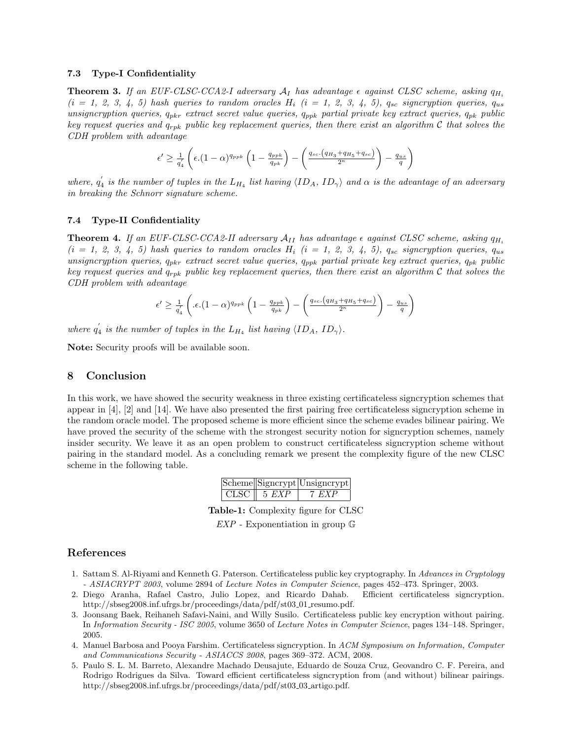### 7.3 Type-I Confidentiality

**Theorem 3.** *If an EUF-CLSC-CCA2-I adversary $\mathcal{A}_I$ has advantage $\epsilon$ against CLSC scheme, asking $q_{H_i}$ ($i$ = 1, 2, 3, 4, 5) hash queries to random oracles $H_i$ ($i$ = 1, 2, 3, 4, 5), $q_{sc}$ signcryption queries, $q_{us}$ unsigncryption queries, $q_{pkr}$ extract secret value queries, $q_{ppk}$ partial private key extract queries, $q_{pk}$ public key request queries and $q_{rpk}$ public key replacement queries, then there exist an algorithm $\mathcal{C}$ that solves the CDH problem with advantage*

$$\epsilon' \geq \frac{1}{q_4'} \left( \epsilon.(1-\alpha)^{q_{ppk}} \left(1 - \frac{q_{ppk}}{q_{pk}}\right) - \left(\frac{q_{sc}.\left(q_{H_3}+q_{H_5}+q_{sc}\right)}{2^{\kappa}}\right) - \frac{q_{us}}{q} \right)$$

*where, $q_4^{'}$ is the number of tuples in the $L_{H_4}$ list having $\langle ID_A, ID_\gamma \rangle$ and $\alpha$ is the advantage of an adversary in breaking the Schnorr signature scheme.*

### 7.4 Type-II Confidentiality

**Theorem 4.** *If an EUF-CLSC-CCA2-II adversary $\mathcal{A}_{II}$ has advantage $\epsilon$ against CLSC scheme, asking $q_{H_i}$ ($i$ = 1, 2, 3, 4, 5) hash queries to random oracles $H_i$ ($i$ = 1, 2, 3, 4, 5), $q_{sc}$ signcryption queries, $q_{us}$ unsigncryption queries, $q_{pkr}$ extract secret value queries, $q_{ppk}$ partial private key extract queries, $q_{pk}$ public key request queries and $q_{rpk}$ public key replacement queries, then there exist an algorithm $\mathcal{C}$ that solves the CDH problem with advantage*

$$\epsilon' \geq \frac{1}{q_4'} \left( .\epsilon.(1-\alpha)^{q_{ppk}} \left(1 - \frac{q_{ppk}}{q_{pk}}\right) - \left(\frac{q_{sc}.\left(q_{H_3}+q_{H_5}+q_{sc}\right)}{2^{\kappa}}\right) - \frac{q_{us}}{q} \right)$$

*where $q_4^{'}$ is the number of tuples in the $L_{H_4}$ list having $\langle ID_A, ID_\gamma \rangle$.*

**Note:** Security proofs will be available soon.

## 8 Conclusion

In this work, we have showed the security weakness in three existing certificateless signcryption schemes that appear in [4], [2] and [14]. We have also presented the first pairing free certificateless signcryption scheme in the random oracle model. The proposed scheme is more efficient since the scheme evades bilinear pairing. We have proved the security of the scheme with the strongest security notion for signcryption schemes, namely insider security. We leave it as an open problem to construct certificateless signcryption scheme without pairing in the standard model. As a concluding remark we present the complexity figure of the new CLSC scheme in the following table.

| Scheme | Signcrypt | Unsigncrypt |
|---|---|---|
| CLSC | 5 *EXP* | 7 *EXP* |

**Table-1:** Complexity figure for CLSC

*EXP* - Exponentiation in group $\mathbb{G}$

## References

1. Sattam S. Al-Riyami and Kenneth G. Paterson. Certificateless public key cryptography. In *Advances in Cryptology - ASIACRYPT 2003*, volume 2894 of *Lecture Notes in Computer Science*, pages 452–473. Springer, 2003.
2. Diego Aranha, Rafael Castro, Julio Lopez, and Ricardo Dahab. Efficient certificateless signcryption. http://sbseg2008.inf.ufrgs.br/proceedings/data/pdf/st03_01_resumo.pdf.
3. Joonsang Baek, Reihaneh Safavi-Naini, and Willy Susilo. Certificateless public key encryption without pairing. In *Information Security - ISC 2005*, volume 3650 of *Lecture Notes in Computer Science*, pages 134–148. Springer, 2005.
4. Manuel Barbosa and Pooya Farshim. Certificateless signcryption. In *ACM Symposium on Information, Computer and Communications Security - ASIACCS 2008*, pages 369–372. ACM, 2008.
5. Paulo S. L. M. Barreto, Alexandre Machado Deusajute, Eduardo de Souza Cruz, Geovandro C. F. Pereira, and Rodrigo Rodrigues da Silva. Toward efficient certificateless signcryption from (and without) bilinear pairings. http://sbseg2008.inf.ufrgs.br/proceedings/data/pdf/st03_03_artigo.pdf.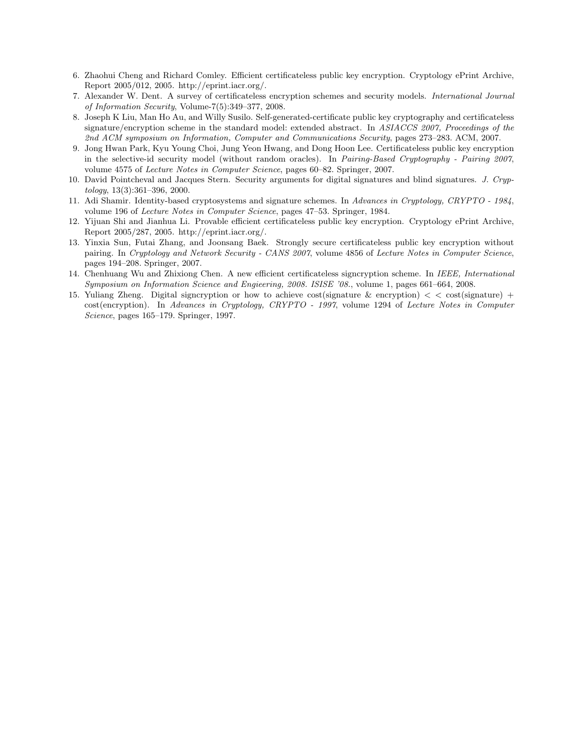6. Zhaohui Cheng and Richard Comley. Efficient certificateless public key encryption. Cryptology ePrint Archive, Report 2005/012, 2005. http://eprint.iacr.org/.
7. Alexander W. Dent. A survey of certificateless encryption schemes and security models. *International Journal of Information Security*, Volume-7(5):349–377, 2008.
8. Joseph K Liu, Man Ho Au, and Willy Susilo. Self-generated-certificate public key cryptography and certificateless signature/encryption scheme in the standard model: extended abstract. In *ASIACCS 2007, Proceedings of the 2nd ACM symposium on Information, Computer and Communications Security*, pages 273–283. ACM, 2007.
9. Jong Hwan Park, Kyu Young Choi, Jung Yeon Hwang, and Dong Hoon Lee. Certificateless public key encryption in the selective-id security model (without random oracles). In *Pairing-Based Cryptography - Pairing 2007*, volume 4575 of *Lecture Notes in Computer Science*, pages 60–82. Springer, 2007.
10. David Pointcheval and Jacques Stern. Security arguments for digital signatures and blind signatures. *J. Cryptology*, 13(3):361–396, 2000.
11. Adi Shamir. Identity-based cryptosystems and signature schemes. In *Advances in Cryptology, CRYPTO - 1984*, volume 196 of *Lecture Notes in Computer Science*, pages 47–53. Springer, 1984.
12. Yijuan Shi and Jianhua Li. Provable efficient certificateless public key encryption. Cryptology ePrint Archive, Report 2005/287, 2005. http://eprint.iacr.org/.
13. Yinxia Sun, Futai Zhang, and Joonsang Baek. Strongly secure certificateless public key encryption without pairing. In *Cryptology and Network Security - CANS 2007*, volume 4856 of *Lecture Notes in Computer Science*, pages 194–208. Springer, 2007.
14. Chenhuang Wu and Zhixiong Chen. A new efficient certificateless signcryption scheme. In *IEEE, International Symposium on Information Science and Engieering, 2008. ISISE '08.*, volume 1, pages 661–664, 2008.
15. Yuliang Zheng. Digital signcryption or how to achieve cost(signature & encryption) < < cost(signature) + cost(encryption). In *Advances in Cryptology, CRYPTO - 1997*, volume 1294 of *Lecture Notes in Computer Science*, pages 165–179. Springer, 1997.